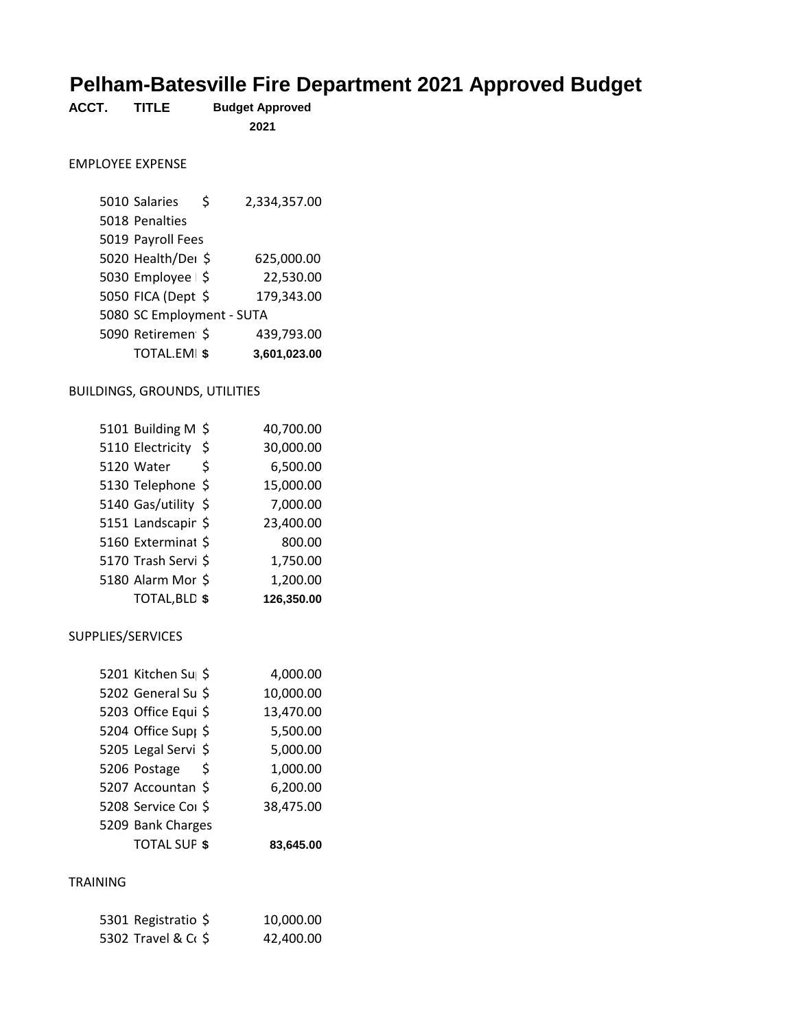# Pelham-Batesville Fire Department 2021 Approved Budget

| ACCT. | TITLE | | Budget Approved 2021 |
|---|---|---|---|
| EMPLOYEE EXPENSE | | | |
| 5010 | Salaries | $ | 2,334,357.00 |
| 5018 | Penalties | | |
| 5019 | Payroll Fees | | |
| 5020 | Health/Der | $ | 625,000.00 |
| 5030 | Employee | $ | 22,530.00 |
| 5050 | FICA (Dept | $ | 179,343.00 |
| 5080 | SC Employment - SUTA | | |
| 5090 | Retiremen | $ | 439,793.00 |
| | **TOTAL.EMI** | **$** | **3,601,023.00** |
| BUILDINGS, GROUNDS, UTILITIES | | | |
| 5101 | Building M | $ | 40,700.00 |
| 5110 | Electricity | $ | 30,000.00 |
| 5120 | Water | $ | 6,500.00 |
| 5130 | Telephone | $ | 15,000.00 |
| 5140 | Gas/utility | $ | 7,000.00 |
| 5151 | Landscapir | $ | 23,400.00 |
| 5160 | Exterminat | $ | 800.00 |
| 5170 | Trash Servi | $ | 1,750.00 |
| 5180 | Alarm Mor | $ | 1,200.00 |
| | **TOTAL,BLD** | **$** | **126,350.00** |
| SUPPLIES/SERVICES | | | |
| 5201 | Kitchen Su | $ | 4,000.00 |
| 5202 | General Su | $ | 10,000.00 |
| 5203 | Office Equi | $ | 13,470.00 |
| 5204 | Office Supp | $ | 5,500.00 |
| 5205 | Legal Servi | $ | 5,000.00 |
| 5206 | Postage | $ | 1,000.00 |
| 5207 | Accountan | $ | 6,200.00 |
| 5208 | Service Cor | $ | 38,475.00 |
| 5209 | Bank Charges | | |
| | **TOTAL SUP** | **$** | **83,645.00** |
| TRAINING | | | |
| 5301 | Registratio | $ | 10,000.00 |
| 5302 | Travel & Co | $ | 42,400.00 |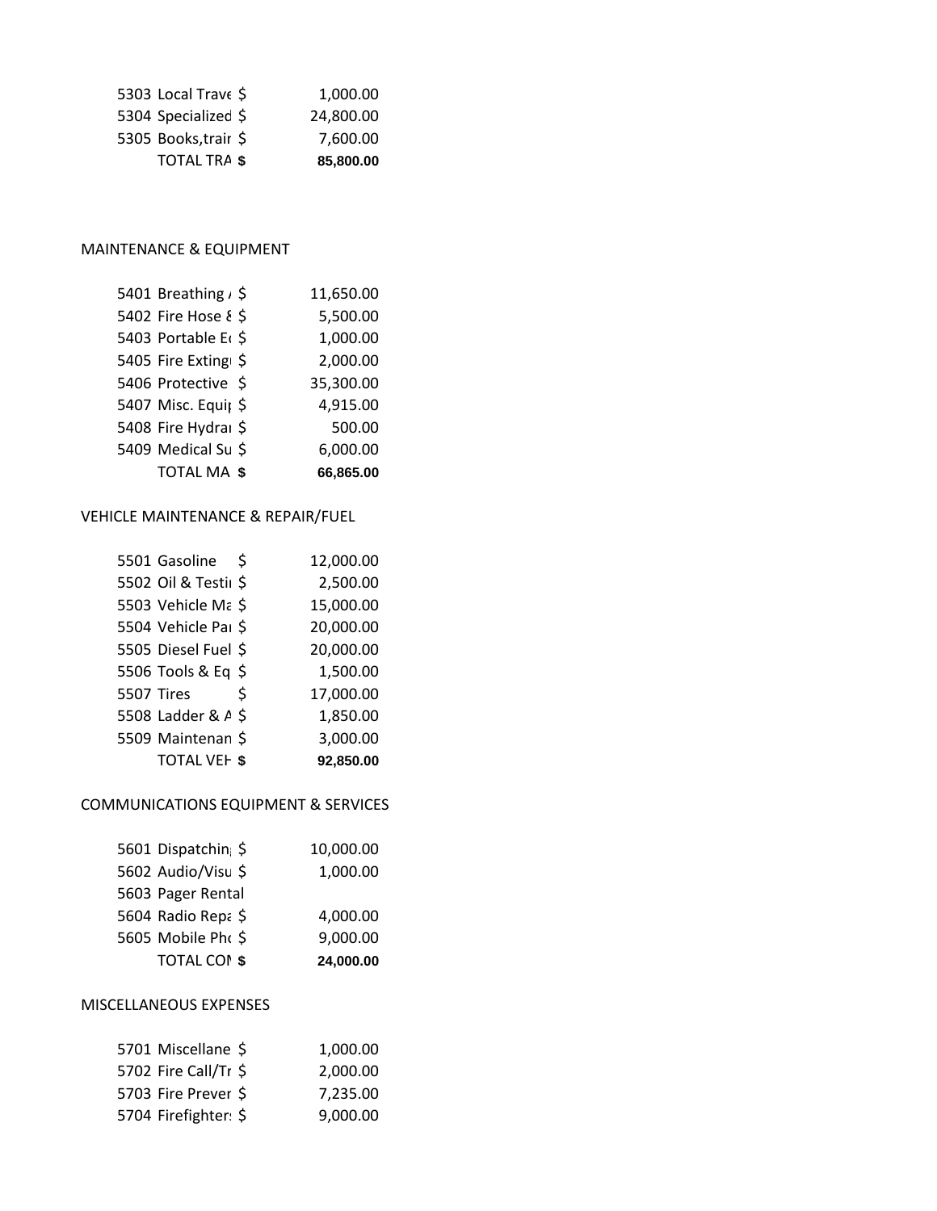| | | | |
|---|---|---|---|
| 5303 | Local Trave | $ | 1,000.00 |
| 5304 | Specialized | $ | 24,800.00 |
| 5305 | Books,trair | $ | 7,600.00 |
| | **TOTAL TRA** | **$** | **85,800.00** |

MAINTENANCE & EQUIPMENT

| | | | |
|---|---|---|---|
| 5401 | Breathing / | $ | 11,650.00 |
| 5402 | Fire Hose & | $ | 5,500.00 |
| 5403 | Portable Ec | $ | 1,000.00 |
| 5405 | Fire Exting | $ | 2,000.00 |
| 5406 | Protective | $ | 35,300.00 |
| 5407 | Misc. Equip | $ | 4,915.00 |
| 5408 | Fire Hydrai | $ | 500.00 |
| 5409 | Medical Su | $ | 6,000.00 |
| | **TOTAL MA** | **$** | **66,865.00** |

VEHICLE MAINTENANCE & REPAIR/FUEL

| | | | |
|---|---|---|---|
| 5501 | Gasoline | $ | 12,000.00 |
| 5502 | Oil & Testi | $ | 2,500.00 |
| 5503 | Vehicle Ma | $ | 15,000.00 |
| 5504 | Vehicle Pai | $ | 20,000.00 |
| 5505 | Diesel Fuel | $ | 20,000.00 |
| 5506 | Tools & Eq | $ | 1,500.00 |
| 5507 | Tires | $ | 17,000.00 |
| 5508 | Ladder & A | $ | 1,850.00 |
| 5509 | Maintenan | $ | 3,000.00 |
| | **TOTAL VEH** | **$** | **92,850.00** |

COMMUNICATIONS EQUIPMENT & SERVICES

| | | | |
|---|---|---|---|
| 5601 | Dispatching | $ | 10,000.00 |
| 5602 | Audio/Visu | $ | 1,000.00 |
| 5603 | Pager Rental | | |
| 5604 | Radio Repa | $ | 4,000.00 |
| 5605 | Mobile Pho | $ | 9,000.00 |
| | **TOTAL COM** | **$** | **24,000.00** |

MISCELLANEOUS EXPENSES

| | | | |
|---|---|---|---|
| 5701 | Miscellane | $ | 1,000.00 |
| 5702 | Fire Call/Tr | $ | 2,000.00 |
| 5703 | Fire Preven | $ | 7,235.00 |
| 5704 | Firefighters | $ | 9,000.00 |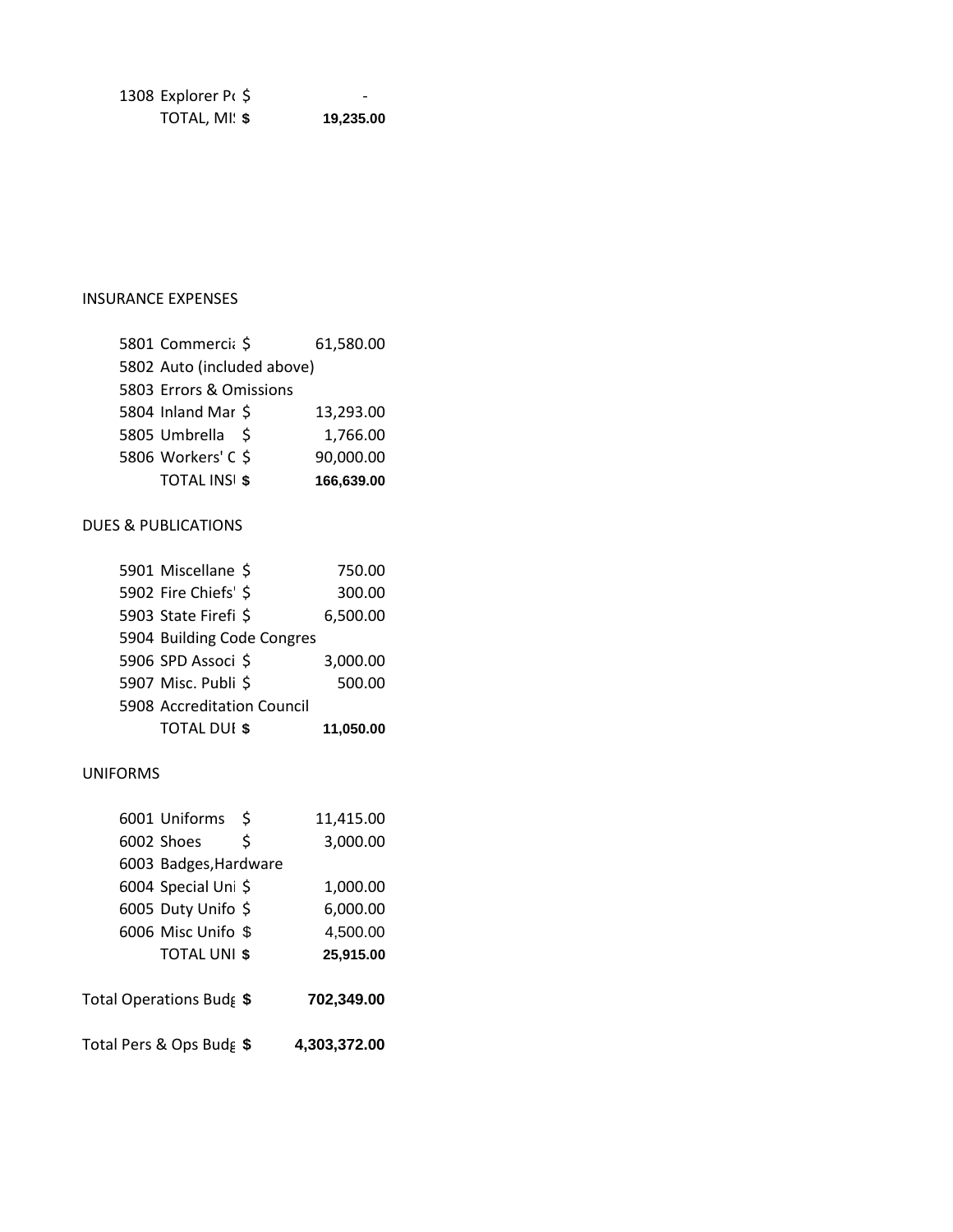| | | | |
|---|---|---|---|
| 1308 | Explorer Po | $ | - |
| | TOTAL, MIS | **$** | **19,235.00** |

INSURANCE EXPENSES

| | | | |
|---|---|---|---|
| 5801 | Commercia | $ | 61,580.00 |
| 5802 | Auto (included above) | | |
| 5803 | Errors & Omissions | | |
| 5804 | Inland Mar | $ | 13,293.00 |
| 5805 | Umbrella | $ | 1,766.00 |
| 5806 | Workers' C | $ | 90,000.00 |
| | TOTAL INSI | **$** | **166,639.00** |

DUES & PUBLICATIONS

| | | | |
|---|---|---|---|
| 5901 | Miscellane | $ | 750.00 |
| 5902 | Fire Chiefs' | $ | 300.00 |
| 5903 | State Firefi | $ | 6,500.00 |
| 5904 | Building Code Congres | | |
| 5906 | SPD Associ | $ | 3,000.00 |
| 5907 | Misc. Publi | $ | 500.00 |
| 5908 | Accreditation Council | | |
| | TOTAL DUI | **$** | **11,050.00** |

UNIFORMS

| | | | |
|---|---|---|---|
| 6001 | Uniforms | $ | 11,415.00 |
| 6002 | Shoes | $ | 3,000.00 |
| 6003 | Badges,Hardware | | |
| 6004 | Special Uni | $ | 1,000.00 |
| 6005 | Duty Unifo | $ | 6,000.00 |
| 6006 | Misc Unifo | $ | 4,500.00 |
| | TOTAL UNI | **$** | **25,915.00** |

| | | |
|---|---|---|
| Total Operations Budg | **$** | **702,349.00** |
| Total Pers & Ops Budg | **$** | **4,303,372.00** |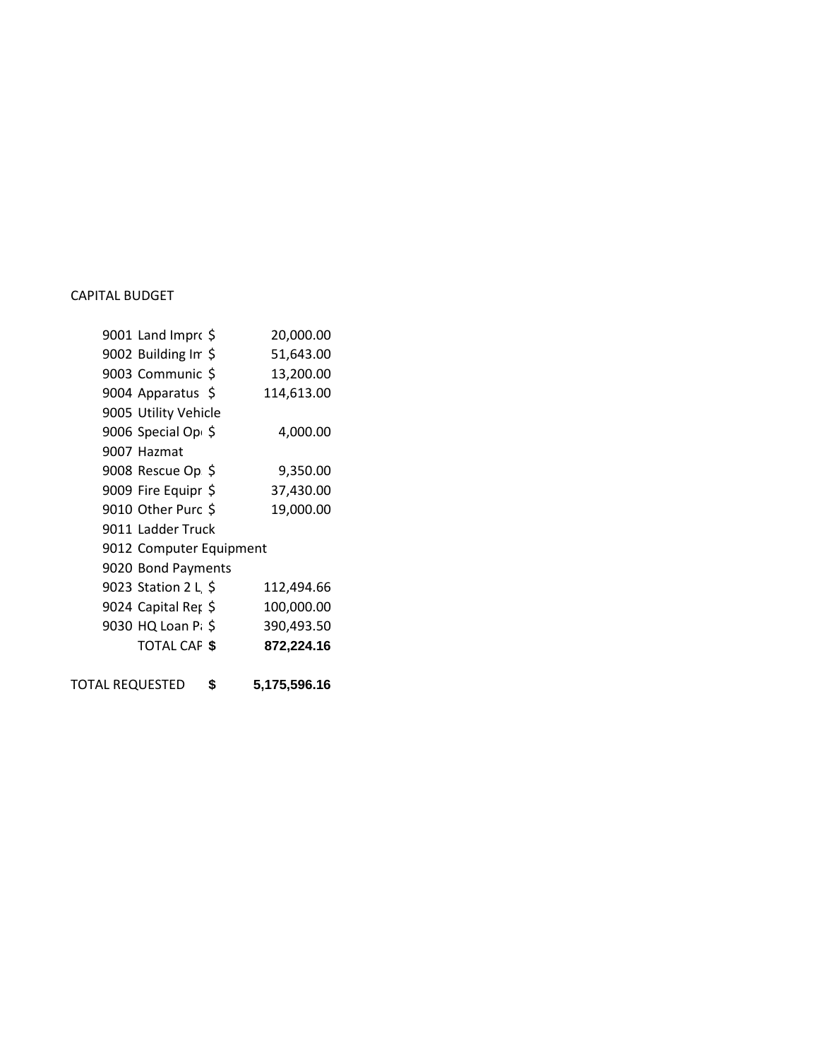CAPITAL BUDGET

| | | | |
|---|---|---|---|
| 9001 | Land Impro | $ | 20,000.00 |
| 9002 | Building Im | $ | 51,643.00 |
| 9003 | Communic | $ | 13,200.00 |
| 9004 | Apparatus | $ | 114,613.00 |
| 9005 | Utility Vehicle | | |
| 9006 | Special Op | $ | 4,000.00 |
| 9007 | Hazmat | | |
| 9008 | Rescue Op | $ | 9,350.00 |
| 9009 | Fire Equipr | $ | 37,430.00 |
| 9010 | Other Purc | $ | 19,000.00 |
| 9011 | Ladder Truck | | |
| 9012 | Computer Equipment | | |
| 9020 | Bond Payments | | |
| 9023 | Station 2 L | $ | 112,494.66 |
| 9024 | Capital Rep | $ | 100,000.00 |
| 9030 | HQ Loan Pa | $ | 390,493.50 |
| | TOTAL CAP | **$** | **872,224.16** |

| | | |
|---|---|---|
| TOTAL REQUESTED | **$** | **5,175,596.16** |